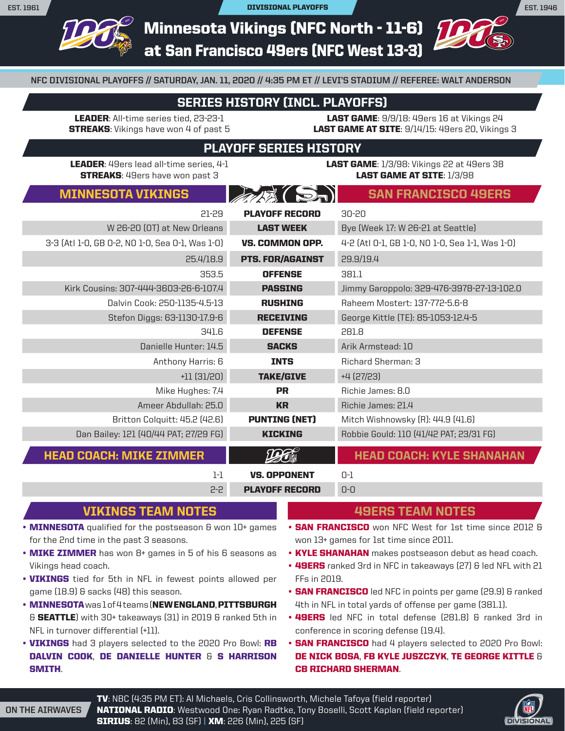EST. 1961 | DIVISIONAL PLAYOFFS | EST. 1946

# Minnesota Vikings (NFC North - 11-6) at San Francisco 49ers (NFC West 13-3)

NFC DIVISIONAL PLAYOFFS // SATURDAY, JAN. 11, 2020 // 4:35 PM ET // LEVI'S STADIUM // REFEREE: WALT ANDERSON

## SERIES HISTORY (INCL. PLAYOFFS)

**LEADER**: All-time series tied, 23-23-1
**STREAKS**: Vikings have won 4 of past 5

**LAST GAME**: 9/9/18: 49ers 16 at Vikings 24
**LAST GAME AT SITE**: 9/14/15: 49ers 20, Vikings 3

## PLAYOFF SERIES HISTORY

**LEADER**: 49ers lead all-time series, 4-1
**STREAKS**: 49ers have won past 3

**LAST GAME**: 1/3/98: Vikings 22 at 49ers 38
**LAST GAME AT SITE**: 1/3/98

| MINNESOTA VIKINGS | | SAN FRANCISCO 49ERS |
|---|---|---|
| 21-29 | PLAYOFF RECORD | 30-20 |
| W 26-20 (OT) at New Orleans | LAST WEEK | Bye (Week 17: W 26-21 at Seattle) |
| 3-3 (Atl 1-0, GB 0-2, NO 1-0, Sea 0-1, Was 1-0) | VS. COMMON OPP. | 4-2 (Atl 0-1, GB 1-0, NO 1-0, Sea 1-1, Was 1-0) |
| 25.4/18.9 | PTS. FOR/AGAINST | 29.9/19.4 |
| 353.5 | OFFENSE | 381.1 |
| Kirk Cousins: 307-444-3603-26-6-107.4 | PASSING | Jimmy Garoppolo: 329-476-3978-27-13-102.0 |
| Dalvin Cook: 250-1135-4.5-13 | RUSHING | Raheem Mostert: 137-772-5.6-8 |
| Stefon Diggs: 63-1130-17.9-6 | RECEIVING | George Kittle (TE): 85-1053-12.4-5 |
| 341.6 | DEFENSE | 281.8 |
| Danielle Hunter: 14.5 | SACKS | Arik Armstead: 10 |
| Anthony Harris: 6 | INTS | Richard Sherman: 3 |
| +11 (31/20) | TAKE/GIVE | +4 (27/23) |
| Mike Hughes: 7.4 | PR | Richie James: 8.0 |
| Ameer Abdullah: 25.0 | KR | Richie James: 21.4 |
| Britton Colquitt: 45.2 (42.6) | PUNTING (NET) | Mitch Wishnowsky (R): 44.9 (41.6) |
| Dan Bailey: 121 (40/44 PAT; 27/29 FG) | KICKING | Robbie Gould: 110 (41/42 PAT; 23/31 FG) |

| HEAD COACH: MIKE ZIMMER | | HEAD COACH: KYLE SHANAHAN |
|---|---|---|
| 1-1 | VS. OPPONENT | 0-1 |
| 2-2 | PLAYOFF RECORD | 0-0 |

## VIKINGS TEAM NOTES

- **MINNESOTA** qualified for the postseason & won 10+ games for the 2nd time in the past 3 seasons.
- **MIKE ZIMMER** has won 8+ games in 5 of his 6 seasons as Vikings head coach.
- **VIKINGS** tied for 5th in NFL in fewest points allowed per game (18.9) & sacks (48) this season.
- **MINNESOTA** was 1 of 4 teams (**NEW ENGLAND**, **PITTSBURGH** & **SEATTLE**) with 30+ takeaways (31) in 2019 & ranked 5th in NFL in turnover differential (+11).
- **VIKINGS** had 3 players selected to the 2020 Pro Bowl: **RB DALVIN COOK**, **DE DANIELLE HUNTER** & **S HARRISON SMITH**.

## 49ERS TEAM NOTES

- **SAN FRANCISCO** won NFC West for 1st time since 2012 & won 13+ games for 1st time since 2011.
- **KYLE SHANAHAN** makes postseason debut as head coach.
- **49ERS** ranked 3rd in NFC in takeaways (27) & led NFL with 21 FFs in 2019.
- **SAN FRANCISCO** led NFC in points per game (29.9) & ranked 4th in NFL in total yards of offense per game (381.1).
- **49ERS** led NFC in total defense (281.8) & ranked 3rd in conference in scoring defense (19.4).
- **SAN FRANCISCO** had 4 players selected to 2020 Pro Bowl: **DE NICK BOSA**, **FB KYLE JUSZCZYK**, **TE GEORGE KITTLE** & **CB RICHARD SHERMAN**.

**ON THE AIRWAVES**

**TV**: NBC (4:35 PM ET): Al Michaels, Cris Collinsworth, Michele Tafoya (field reporter)
**NATIONAL RADIO**: Westwood One: Ryan Radtke, Tony Boselli, Scott Kaplan (field reporter)
**SIRIUS**: 82 (Min), 83 (SF) | **XM**: 226 (Min), 225 (SF)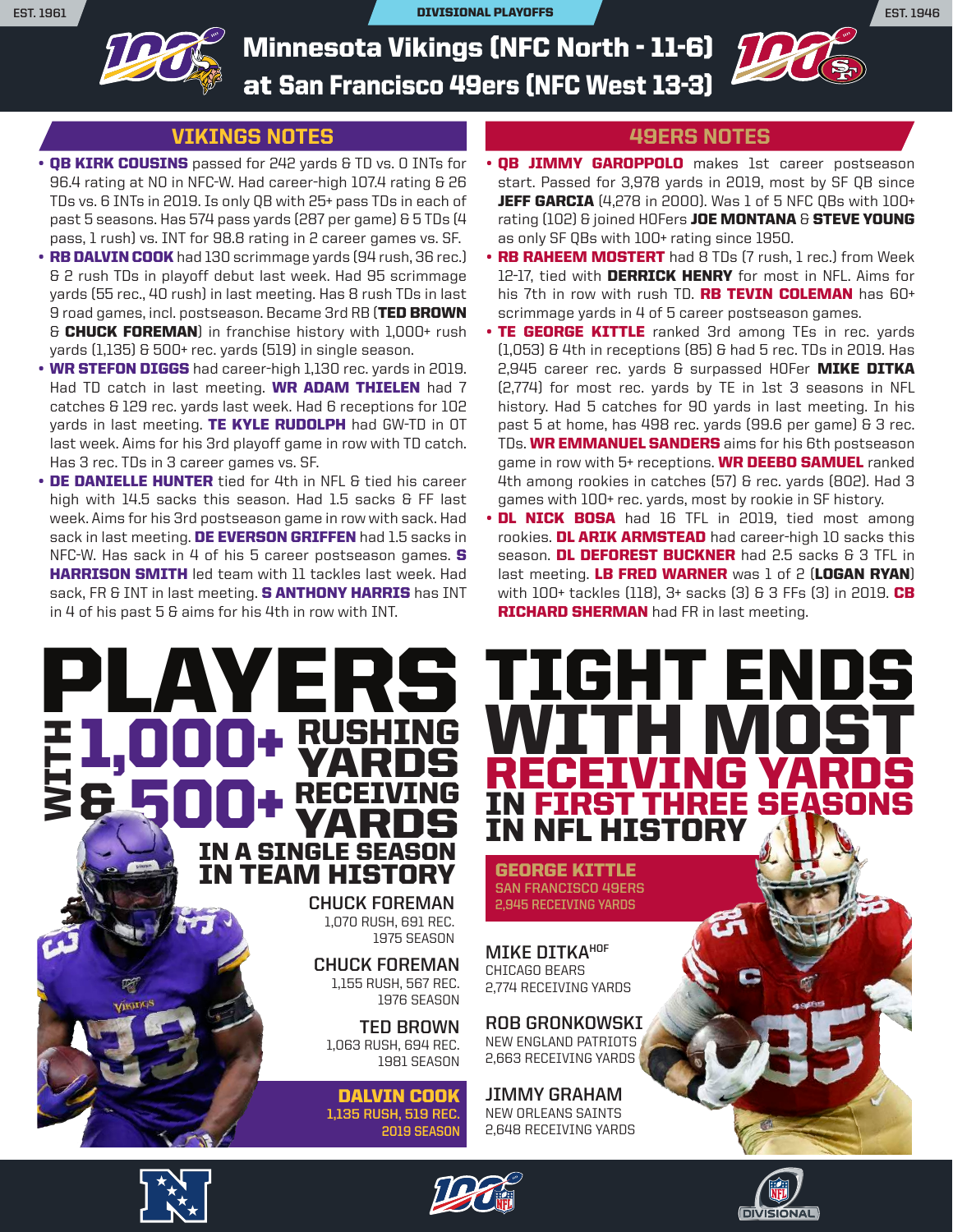DIVISIONAL PLAYOFFS

# Minnesota Vikings (NFC North - 11-6) at San Francisco 49ers (NFC West 13-3)

EST. 1961 | EST. 1946

## VIKINGS NOTES

- **QB KIRK COUSINS** passed for 242 yards & TD vs. 0 INTs for 96.4 rating at NO in NFC-W. Had career-high 107.4 rating & 26 TDs vs. 6 INTs in 2019. Is only QB with 25+ pass TDs in each of past 5 seasons. Has 574 pass yards (287 per game) & 5 TDs (4 pass, 1 rush) vs. INT for 98.8 rating in 2 career games vs. SF.
- **RB DALVIN COOK** had 130 scrimmage yards (94 rush, 36 rec.) & 2 rush TDs in playoff debut last week. Had 95 scrimmage yards (55 rec., 40 rush) in last meeting. Has 8 rush TDs in last 9 road games, incl. postseason. Became 3rd RB (**TED BROWN** & **CHUCK FOREMAN**) in franchise history with 1,000+ rush yards (1,135) & 500+ rec. yards (519) in single season.
- **WR STEFON DIGGS** had career-high 1,130 rec. yards in 2019. Had TD catch in last meeting. **WR ADAM THIELEN** had 7 catches & 129 rec. yards last week. Had 6 receptions for 102 yards in last meeting. **TE KYLE RUDOLPH** had GW-TD in OT last week. Aims for his 3rd playoff game in row with TD catch. Has 3 rec. TDs in 3 career games vs. SF.
- **DE DANIELLE HUNTER** tied for 4th in NFL & tied his career high with 14.5 sacks this season. Had 1.5 sacks & FF last week. Aims for his 3rd postseason game in row with sack. Had sack in last meeting. **DE EVERSON GRIFFEN** had 1.5 sacks in NFC-W. Has sack in 4 of his 5 career postseason games. **S HARRISON SMITH** led team with 11 tackles last week. Had sack, FR & INT in last meeting. **S ANTHONY HARRIS** has INT in 4 of his past 5 & aims for his 4th in row with INT.

## 49ERS NOTES

- **QB JIMMY GAROPPOLO** makes 1st career postseason start. Passed for 3,978 yards in 2019, most by SF QB since **JEFF GARCIA** (4,278 in 2000). Was 1 of 5 NFC QBs with 100+ rating (102) & joined HOFers **JOE MONTANA** & **STEVE YOUNG** as only SF QBs with 100+ rating since 1950.
- **RB RAHEEM MOSTERT** had 8 TDs (7 rush, 1 rec.) from Week 12-17, tied with **DERRICK HENRY** for most in NFL. Aims for his 7th in row with rush TD. **RB TEVIN COLEMAN** has 60+ scrimmage yards in 4 of 5 career postseason games.
- **TE GEORGE KITTLE** ranked 3rd among TEs in rec. yards (1,053) & 4th in receptions (85) & had 5 rec. TDs in 2019. Has 2,945 career rec. yards & surpassed HOFer **MIKE DITKA** (2,774) for most rec. yards by TE in 1st 3 seasons in NFL history. Had 5 catches for 90 yards in last meeting. In his past 5 at home, has 498 rec. yards (99.6 per game) & 3 rec. TDs. **WR EMMANUEL SANDERS** aims for his 6th postseason game in row with 5+ receptions. **WR DEEBO SAMUEL** ranked 4th among rookies in catches (57) & rec. yards (802). Had 3 games with 100+ rec. yards, most by rookie in SF history.
- **DL NICK BOSA** had 16 TFL in 2019, tied most among rookies. **DL ARIK ARMSTEAD** had career-high 10 sacks this season. **DL DEFOREST BUCKNER** had 2.5 sacks & 3 TFL in last meeting. **LB FRED WARNER** was 1 of 2 (**LOGAN RYAN**) with 100+ tackles (118), 3+ sacks (3) & 3 FFs (3) in 2019. **CB RICHARD SHERMAN** had FR in last meeting.

## PLAYERS WITH 1,000+ RUSHING YARDS & 500+ RECEIVING YARDS IN A SINGLE SEASON IN TEAM HISTORY

**CHUCK FOREMAN**
1,070 RUSH, 691 REC.
1975 SEASON

**CHUCK FOREMAN**
1,155 RUSH, 567 REC.
1976 SEASON

**TED BROWN**
1,063 RUSH, 694 REC.
1981 SEASON

**DALVIN COOK**
1,135 RUSH, 519 REC.
2019 SEASON

## TIGHT ENDS WITH MOST RECEIVING YARDS IN FIRST THREE SEASONS IN NFL HISTORY

**GEORGE KITTLE**
SAN FRANCISCO 49ERS
2,945 RECEIVING YARDS

**MIKE DITKA**[HOF]
CHICAGO BEARS
2,774 RECEIVING YARDS

**ROB GRONKOWSKI**
NEW ENGLAND PATRIOTS
2,663 RECEIVING YARDS

**JIMMY GRAHAM**
NEW ORLEANS SAINTS
2,648 RECEIVING YARDS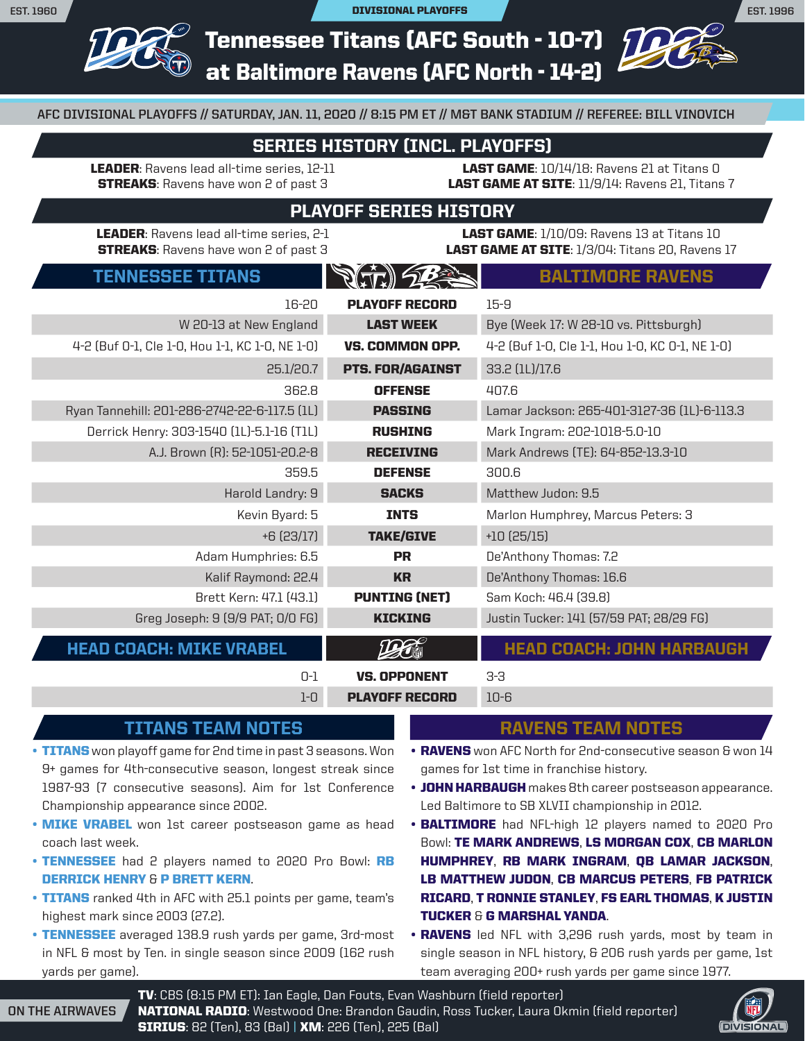EST. 1960 | DIVISIONAL PLAYOFFS | EST. 1996

# Tennessee Titans (AFC South - 10-7) at Baltimore Ravens (AFC North - 14-2)

AFC DIVISIONAL PLAYOFFS // SATURDAY, JAN. 11, 2020 // 8:15 PM ET // M&T BANK STADIUM // REFEREE: BILL VINOVICH

## SERIES HISTORY (INCL. PLAYOFFS)

**LEADER**: Ravens lead all-time series, 12-11
**STREAKS**: Ravens have won 2 of past 3

**LAST GAME**: 10/14/18: Ravens 21 at Titans 0
**LAST GAME AT SITE**: 11/9/14: Ravens 21, Titans 7

## PLAYOFF SERIES HISTORY

**LEADER**: Ravens lead all-time series, 2-1
**STREAKS**: Ravens have won 2 of past 3

**LAST GAME**: 1/10/09: Ravens 13 at Titans 10
**LAST GAME AT SITE**: 1/3/04: Titans 20, Ravens 17

| TENNESSEE TITANS | | BALTIMORE RAVENS |
|---|---|---|
| 16-20 | **PLAYOFF RECORD** | 15-9 |
| W 20-13 at New England | **LAST WEEK** | Bye (Week 17: W 28-10 vs. Pittsburgh) |
| 4-2 (Buf 0-1, Cle 1-0, Hou 1-1, KC 1-0, NE 1-0) | **VS. COMMON OPP.** | 4-2 (Buf 1-0, Cle 1-1, Hou 1-0, KC 0-1, NE 1-0) |
| 25.1/20.7 | **PTS. FOR/AGAINST** | 33.2 (1L)/17.6 |
| 362.8 | **OFFENSE** | 407.6 |
| Ryan Tannehill: 201-286-2742-22-6-117.5 (1L) | **PASSING** | Lamar Jackson: 265-401-3127-36 (1L)-6-113.3 |
| Derrick Henry: 303-1540 (1L)-5.1-16 (T1L) | **RUSHING** | Mark Ingram: 202-1018-5.0-10 |
| A.J. Brown (R): 52-1051-20.2-8 | **RECEIVING** | Mark Andrews (TE): 64-852-13.3-10 |
| 359.5 | **DEFENSE** | 300.6 |
| Harold Landry: 9 | **SACKS** | Matthew Judon: 9.5 |
| Kevin Byard: 5 | **INTS** | Marlon Humphrey, Marcus Peters: 3 |
| +6 (23/17) | **TAKE/GIVE** | +10 (25/15) |
| Adam Humphries: 6.5 | **PR** | De'Anthony Thomas: 7.2 |
| Kalif Raymond: 22.4 | **KR** | De'Anthony Thomas: 16.6 |
| Brett Kern: 47.1 (43.1) | **PUNTING (NET)** | Sam Koch: 46.4 (39.8) |
| Greg Joseph: 9 (9/9 PAT; 0/0 FG) | **KICKING** | Justin Tucker: 141 (57/59 PAT; 28/29 FG) |

| HEAD COACH: MIKE VRABEL | | HEAD COACH: JOHN HARBAUGH |
|---|---|---|
| 0-1 | **VS. OPPONENT** | 3-3 |
| 1-0 | **PLAYOFF RECORD** | 10-6 |

## TITANS TEAM NOTES

- **TITANS** won playoff game for 2nd time in past 3 seasons. Won 9+ games for 4th-consecutive season, longest streak since 1987-93 (7 consecutive seasons). Aim for 1st Conference Championship appearance since 2002.
- **MIKE VRABEL** won 1st career postseason game as head coach last week.
- **TENNESSEE** had 2 players named to 2020 Pro Bowl: **RB DERRICK HENRY** & **P BRETT KERN**.
- **TITANS** ranked 4th in AFC with 25.1 points per game, team's highest mark since 2003 (27.2).
- **TENNESSEE** averaged 138.9 rush yards per game, 3rd-most in NFL & most by Ten. in single season since 2009 (162 rush yards per game).

## RAVENS TEAM NOTES

- **RAVENS** won AFC North for 2nd-consecutive season & won 14 games for 1st time in franchise history.
- **JOHN HARBAUGH** makes 8th career postseason appearance. Led Baltimore to SB XLVII championship in 2012.
- **BALTIMORE** had NFL-high 12 players named to 2020 Pro Bowl: **TE MARK ANDREWS**, **LS MORGAN COX**, **CB MARLON HUMPHREY**, **RB MARK INGRAM**, **QB LAMAR JACKSON**, **LB MATTHEW JUDON**, **CB MARCUS PETERS**, **FB PATRICK RICARD**, **T RONNIE STANLEY**, **FS EARL THOMAS**, **K JUSTIN TUCKER** & **G MARSHAL YANDA**.
- **RAVENS** led NFL with 3,296 rush yards, most by team in single season in NFL history, & 206 rush yards per game, 1st team averaging 200+ rush yards per game since 1977.

**ON THE AIRWAVES**

**TV**: CBS (8:15 PM ET): Ian Eagle, Dan Fouts, Evan Washburn (field reporter)
**NATIONAL RADIO**: Westwood One: Brandon Gaudin, Ross Tucker, Laura Okmin (field reporter)
**SIRIUS**: 82 (Ten), 83 (Bal) | **XM**: 226 (Ten), 225 (Bal)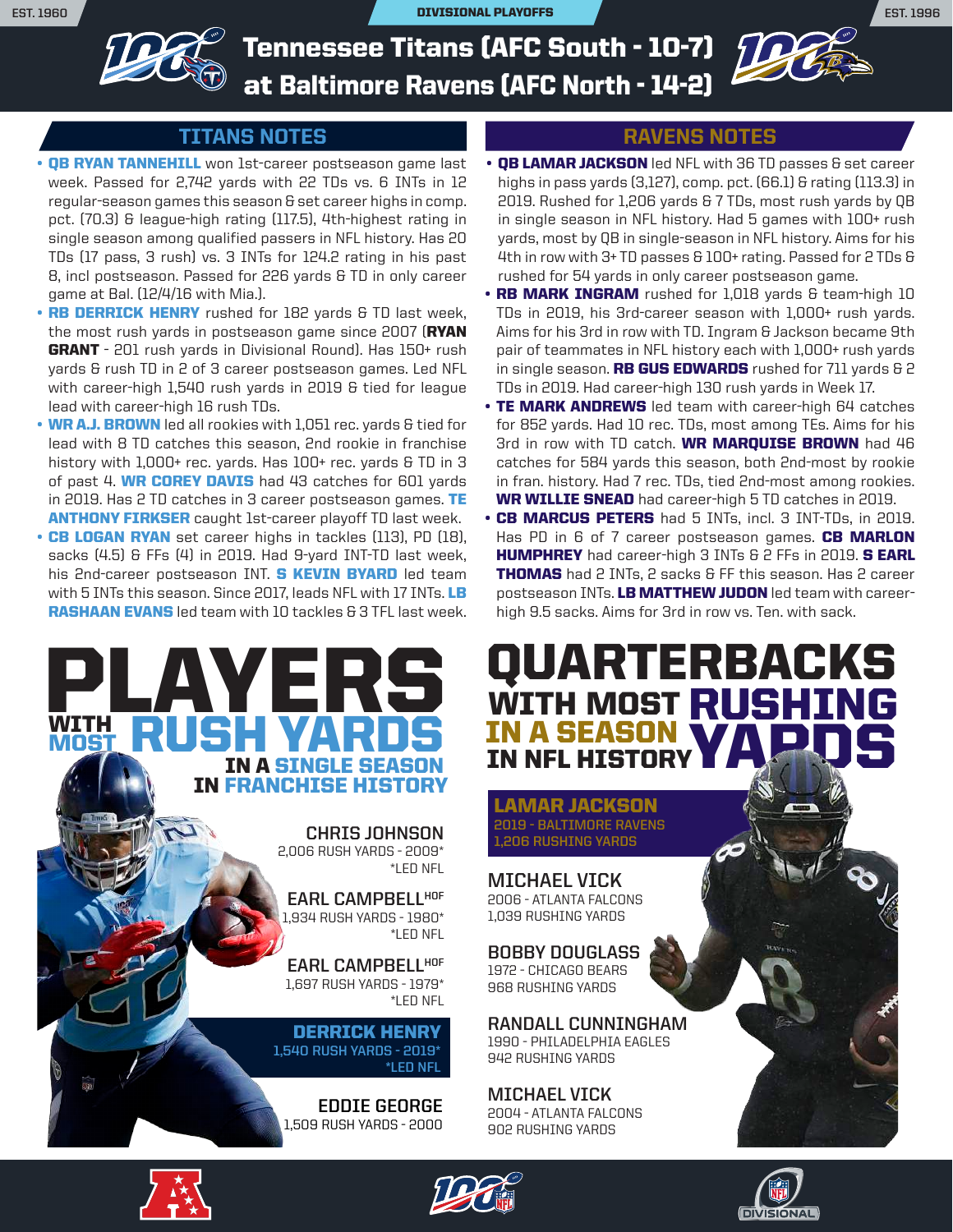EST. 1960 — DIVISIONAL PLAYOFFS — EST. 1996

# Tennessee Titans (AFC South - 10-7) at Baltimore Ravens (AFC North - 14-2)

## TITANS NOTES

- **QB RYAN TANNEHILL** won 1st-career postseason game last week. Passed for 2,742 yards with 22 TDs vs. 6 INTs in 12 regular-season games this season & set career highs in comp. pct. (70.3) & league-high rating (117.5), 4th-highest rating in single season among qualified passers in NFL history. Has 20 TDs (17 pass, 3 rush) vs. 3 INTs for 124.2 rating in his past 8, incl postseason. Passed for 226 yards & TD in only career game at Bal. (12/4/16 with Mia.).
- **RB DERRICK HENRY** rushed for 182 yards & TD last week, the most rush yards in postseason game since 2007 (**RYAN GRANT** - 201 rush yards in Divisional Round). Has 150+ rush yards & rush TD in 2 of 3 career postseason games. Led NFL with career-high 1,540 rush yards in 2019 & tied for league lead with career-high 16 rush TDs.
- **WR A.J. BROWN** led all rookies with 1,051 rec. yards & tied for lead with 8 TD catches this season, 2nd rookie in franchise history with 1,000+ rec. yards. Has 100+ rec. yards & TD in 3 of past 4. **WR COREY DAVIS** had 43 catches for 601 yards in 2019. Has 2 TD catches in 3 career postseason games. **TE ANTHONY FIRKSER** caught 1st-career playoff TD last week.
- **CB LOGAN RYAN** set career highs in tackles (113), PD (18), sacks (4.5) & FFs (4) in 2019. Had 9-yard INT-TD last week, his 2nd-career postseason INT. **S KEVIN BYARD** led team with 5 INTs this season. Since 2017, leads NFL with 17 INTs. **LB RASHAAN EVANS** led team with 10 tackles & 3 TFL last week.

## RAVENS NOTES

- **QB LAMAR JACKSON** led NFL with 36 TD passes & set career highs in pass yards (3,127), comp. pct. (66.1) & rating (113.3) in 2019. Rushed for 1,206 yards & 7 TDs, most rush yards by QB in single season in NFL history. Had 5 games with 100+ rush yards, most by QB in single-season in NFL history. Aims for his 4th in row with 3+ TD passes & 100+ rating. Passed for 2 TDs & rushed for 54 yards in only career postseason game.
- **RB MARK INGRAM** rushed for 1,018 yards & team-high 10 TDs in 2019, his 3rd-career season with 1,000+ rush yards. Aims for his 3rd in row with TD. Ingram & Jackson became 9th pair of teammates in NFL history each with 1,000+ rush yards in single season. **RB GUS EDWARDS** rushed for 711 yards & 2 TDs in 2019. Had career-high 130 rush yards in Week 17.
- **TE MARK ANDREWS** led team with career-high 64 catches for 852 yards. Had 10 rec. TDs, most among TEs. Aims for his 3rd in row with TD catch. **WR MARQUISE BROWN** had 46 catches for 584 yards this season, both 2nd-most by rookie in fran. history. Had 7 rec. TDs, tied 2nd-most among rookies. **WR WILLIE SNEAD** had career-high 5 TD catches in 2019.
- **CB MARCUS PETERS** had 5 INTs, incl. 3 INT-TDs, in 2019. Has PD in 6 of 7 career postseason games. **CB MARLON HUMPHREY** had career-high 3 INTs & 2 FFs in 2019. **S EARL THOMAS** had 2 INTs, 2 sacks & FF this season. Has 2 career postseason INTs. **LB MATTHEW JUDON** led team with career-high 9.5 sacks. Aims for 3rd in row vs. Ten. with sack.

## PLAYERS WITH MOST RUSH YARDS IN A SINGLE SEASON IN FRANCHISE HISTORY

**CHRIS JOHNSON**
2,006 RUSH YARDS - 2009*
*LED NFL

**EARL CAMPBELL** HOF
1,934 RUSH YARDS - 1980*
*LED NFL

**EARL CAMPBELL** HOF
1,697 RUSH YARDS - 1979*
*LED NFL

**DERRICK HENRY**
1,540 RUSH YARDS - 2019*
*LED NFL

**EDDIE GEORGE**
1,509 RUSH YARDS - 2000

## QUARTERBACKS WITH MOST RUSHING YARDS IN A SEASON IN NFL HISTORY

**LAMAR JACKSON**
2019 - BALTIMORE RAVENS
1,206 RUSHING YARDS

**MICHAEL VICK**
2006 - ATLANTA FALCONS
1,039 RUSHING YARDS

**BOBBY DOUGLASS**
1972 - CHICAGO BEARS
968 RUSHING YARDS

**RANDALL CUNNINGHAM**
1990 - PHILADELPHIA EAGLES
942 RUSHING YARDS

**MICHAEL VICK**
2004 - ATLANTA FALCONS
902 RUSHING YARDS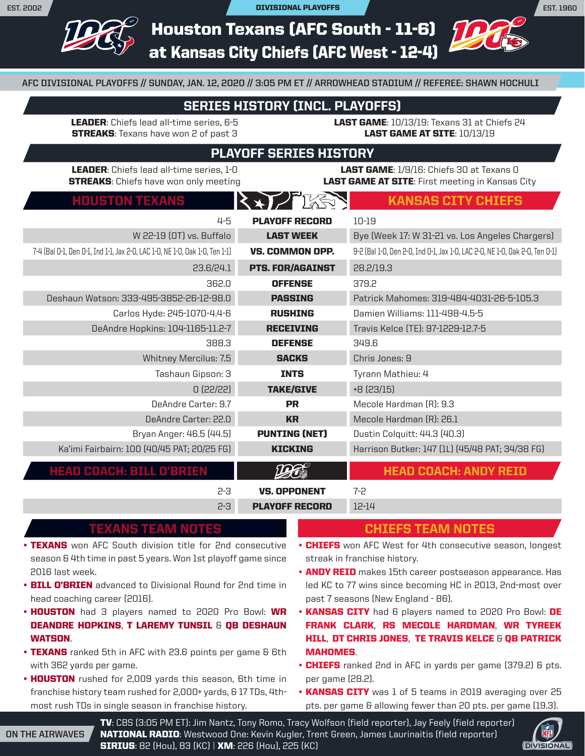EST. 2002 DIVISIONAL PLAYOFFS EST. 1960

# Houston Texans (AFC South - 11-6) at Kansas City Chiefs (AFC West - 12-4)

AFC DIVISIONAL PLAYOFFS // SUNDAY, JAN. 12, 2020 // 3:05 PM ET // ARROWHEAD STADIUM // REFEREE: SHAWN HOCHULI

## SERIES HISTORY (INCL. PLAYOFFS)

**LEADER**: Chiefs lead all-time series, 6-5
**STREAKS**: Texans have won 2 of past 3

**LAST GAME**: 10/13/19: Texans 31 at Chiefs 24
**LAST GAME AT SITE**: 10/13/19

## PLAYOFF SERIES HISTORY

**LEADER**: Chiefs lead all-time series, 1-0
**STREAKS**: Chiefs have won only meeting

**LAST GAME**: 1/9/16: Chiefs 30 at Texans 0
**LAST GAME AT SITE**: First meeting in Kansas City

| HOUSTON TEXANS | | KANSAS CITY CHIEFS |
|---|---|---|
| 4-5 | PLAYOFF RECORD | 10-19 |
| W 22-19 (OT) vs. Buffalo | LAST WEEK | Bye (Week 17: W 31-21 vs. Los Angeles Chargers) |
| 7-4 (Bal 0-1, Den 0-1, Ind 1-1, Jax 2-0, LAC 1-0, NE 1-0, Oak 1-0, Ten 1-1) | VS. COMMON OPP. | 9-2 (Bal 1-0, Den 2-0, Ind 0-1, Jax 1-0, LAC 2-0, NE 1-0, Oak 2-0, Ten 0-1) |
| 23.6/24.1 | PTS. FOR/AGAINST | 28.2/19.3 |
| 362.0 | OFFENSE | 379.2 |
| Deshaun Watson: 333-495-3852-26-12-98.0 | PASSING | Patrick Mahomes: 319-484-4031-26-5-105.3 |
| Carlos Hyde: 245-1070-4.4-6 | RUSHING | Damien Williams: 111-498-4.5-5 |
| DeAndre Hopkins: 104-1165-11.2-7 | RECEIVING | Travis Kelce (TE): 97-1229-12.7-5 |
| 388.3 | DEFENSE | 349.6 |
| Whitney Mercilus: 7.5 | SACKS | Chris Jones: 9 |
| Tashaun Gipson: 3 | INTS | Tyrann Mathieu: 4 |
| 0 (22/22) | TAKE/GIVE | +8 (23/15) |
| DeAndre Carter: 9.7 | PR | Mecole Hardman (R): 9.3 |
| DeAndre Carter: 22.0 | KR | Mecole Hardman (R): 26.1 |
| Bryan Anger: 46.5 (44.5) | PUNTING (NET) | Dustin Colquitt: 44.3 (40.3) |
| Ka'imi Fairbairn: 100 (40/45 PAT; 20/25 FG) | KICKING | Harrison Butker: 147 (1L) (45/48 PAT; 34/38 FG) |

| HEAD COACH: BILL O'BRIEN | | HEAD COACH: ANDY REID |
|---|---|---|
| 2-3 | VS. OPPONENT | 7-2 |
| 2-3 | PLAYOFF RECORD | 12-14 |

## TEXANS TEAM NOTES

- **TEXANS** won AFC South division title for 2nd consecutive season & 4th time in past 5 years. Won 1st playoff game since 2016 last week.
- **BILL O'BRIEN** advanced to Divisional Round for 2nd time in head coaching career (2016).
- **HOUSTON** had 3 players named to 2020 Pro Bowl: **WR DEANDRE HOPKINS**, **T LAREMY TUNSIL** & **QB DESHAUN WATSON**.
- **TEXANS** ranked 5th in AFC with 23.6 points per game & 6th with 362 yards per game.
- **HOUSTON** rushed for 2,009 yards this season, 6th time in franchise history team rushed for 2,000+ yards, & 17 TDs, 4th-most rush TDs in single season in franchise history.

## CHIEFS TEAM NOTES

- **CHIEFS** won AFC West for 4th consecutive season, longest streak in franchise history.
- **ANDY REID** makes 15th career postseason appearance. Has led KC to 77 wins since becoming HC in 2013, 2nd-most over past 7 seasons (New England - 86).
- **KANSAS CITY** had 6 players named to 2020 Pro Bowl: **DE FRANK CLARK**, **RS MECOLE HARDMAN**, **WR TYREEK HILL**, **DT CHRIS JONES**, **TE TRAVIS KELCE** & **QB PATRICK MAHOMES**.
- **CHIEFS** ranked 2nd in AFC in yards per game (379.2) & pts. per game (28.2).
- **KANSAS CITY** was 1 of 5 teams in 2019 averaging over 25 pts. per game & allowing fewer than 20 pts. per game (19.3).

ON THE AIRWAVES

**TV**: CBS (3:05 PM ET): Jim Nantz, Tony Romo, Tracy Wolfson (field reporter), Jay Feely (field reporter)
**NATIONAL RADIO**: Westwood One: Kevin Kugler, Trent Green, James Laurinaitis (field reporter)
**SIRIUS**: 82 (Hou), 83 (KC) | **XM**: 226 (Hou), 225 (KC)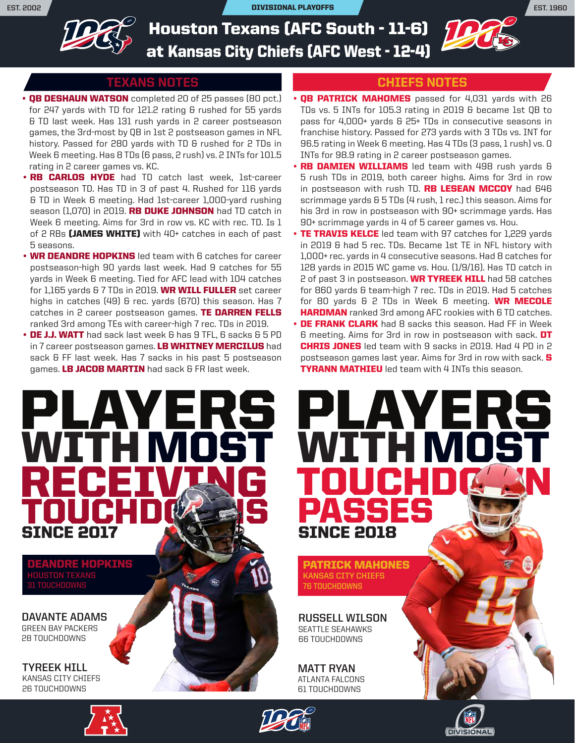DIVISIONAL PLAYOFFS

# Houston Texans (AFC South - 11-6) at Kansas City Chiefs (AFC West - 12-4)

## TEXANS NOTES

- **QB DESHAUN WATSON** completed 20 of 25 passes (80 pct.) for 247 yards with TD for 121.2 rating & rushed for 55 yards & TD last week. Has 131 rush yards in 2 career postseason games, the 3rd-most by QB in 1st 2 postseason games in NFL history. Passed for 280 yards with TD & rushed for 2 TDs in Week 6 meeting. Has 8 TDs (6 pass, 2 rush) vs. 2 INTs for 101.5 rating in 2 career games vs. KC.
- **RB CARLOS HYDE** had TD catch last week, 1st-career postseason TD. Has TD in 3 of past 4. Rushed for 116 yards & TD in Week 6 meeting. Had 1st-career 1,000-yard rushing season (1,070) in 2019. **RB DUKE JOHNSON** had TD catch in Week 6 meeting. Aims for 3rd in row vs. KC with rec. TD. Is 1 of 2 RBs **(JAMES WHITE)** with 40+ catches in each of past 5 seasons.
- **WR DEANDRE HOPKINS** led team with 6 catches for career postseason-high 90 yards last week. Had 9 catches for 55 yards in Week 6 meeting. Tied for AFC lead with 104 catches for 1,165 yards & 7 TDs in 2019. **WR WILL FULLER** set career highs in catches (49) & rec. yards (670) this season. Has 7 catches in 2 career postseason games. **TE DARREN FELLS** ranked 3rd among TEs with career-high 7 rec. TDs in 2019.
- **DE J.J. WATT** had sack last week & has 9 TFL, 6 sacks & 5 PD in 7 career postseason games. **LB WHITNEY MERCILUS** had sack & FF last week. Has 7 sacks in his past 5 postseason games. **LB JACOB MARTIN** had sack & FR last week.

## CHIEFS NOTES

- **QB PATRICK MAHOMES** passed for 4,031 yards with 26 TDs vs. 5 INTs for 105.3 rating in 2019 & became 1st QB to pass for 4,000+ yards & 25+ TDs in consecutive seasons in franchise history. Passed for 273 yards with 3 TDs vs. INT for 96.5 rating in Week 6 meeting. Has 4 TDs (3 pass, 1 rush) vs. 0 INTs for 98.9 rating in 2 career postseason games.
- **RB DAMIEN WILLIAMS** led team with 498 rush yards & 5 rush TDs in 2019, both career highs. Aims for 3rd in row in postseason with rush TD. **RB LESEAN MCCOY** had 646 scrimmage yards & 5 TDs (4 rush, 1 rec.) this season. Aims for his 3rd in row in postseason with 90+ scrimmage yards. Has 90+ scrimmage yards in 4 of 5 career games vs. Hou.
- **TE TRAVIS KELCE** led team with 97 catches for 1,229 yards in 2019 & had 5 rec. TDs. Became 1st TE in NFL history with 1,000+ rec. yards in 4 consecutive seasons. Had 8 catches for 128 yards in 2015 WC game vs. Hou. (1/9/16). Has TD catch in 2 of past 3 in postseason. **WR TYREEK HILL** had 58 catches for 860 yards & team-high 7 rec. TDs in 2019. Had 5 catches for 80 yards & 2 TDs in Week 6 meeting. **WR MECOLE HARDMAN** ranked 3rd among AFC rookies with 6 TD catches.
- **DE FRANK CLARK** had 8 sacks this season. Had FF in Week 6 meeting. Aims for 3rd in row in postseason with sack. **DT CHRIS JONES** led team with 9 sacks in 2019. Had 4 PD in 2 postseason games last year. Aims for 3rd in row with sack. **S TYRANN MATHIEU** led team with 4 INTs this season.

## PLAYERS WITH MOST RECEIVING TOUCHDOWNS SINCE 2017

**DEANDRE HOPKINS**
HOUSTON TEXANS
31 TOUCHDOWNS

**DAVANTE ADAMS**
GREEN BAY PACKERS
28 TOUCHDOWNS

**TYREEK HILL**
KANSAS CITY CHIEFS
26 TOUCHDOWNS

## PLAYERS WITH MOST TOUCHDOWN PASSES SINCE 2018

**PATRICK MAHOMES**
KANSAS CITY CHIEFS
76 TOUCHDOWNS

**RUSSELL WILSON**
SEATTLE SEAHAWKS
66 TOUCHDOWNS

**MATT RYAN**
ATLANTA FALCONS
61 TOUCHDOWNS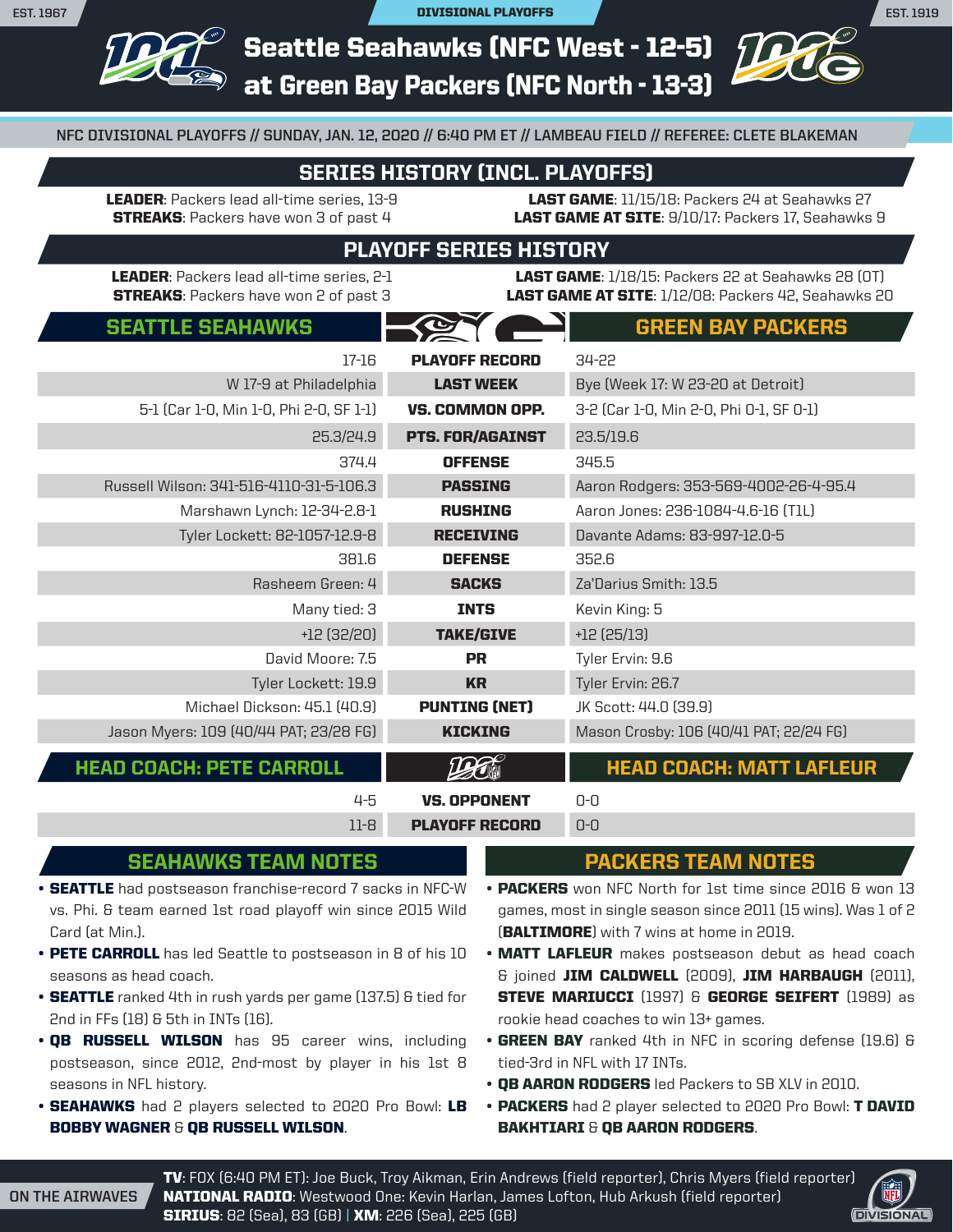DIVISIONAL PLAYOFFS

EST. 1967 — EST. 1919

# Seattle Seahawks (NFC West - 12-5) at Green Bay Packers (NFC North - 13-3)

NFC DIVISIONAL PLAYOFFS // SUNDAY, JAN. 12, 2020 // 6:40 PM ET // LAMBEAU FIELD // REFEREE: CLETE BLAKEMAN

## SERIES HISTORY (INCL. PLAYOFFS)

**LEADER**: Packers lead all-time series, 13-9
**STREAKS**: Packers have won 3 of past 4
**LAST GAME**: 11/15/18: Packers 24 at Seahawks 27
**LAST GAME AT SITE**: 9/10/17: Packers 17, Seahawks 9

## PLAYOFF SERIES HISTORY

**LEADER**: Packers lead all-time series, 2-1
**STREAKS**: Packers have won 2 of past 3
**LAST GAME**: 1/18/15: Packers 22 at Seahawks 28 (OT)
**LAST GAME AT SITE**: 1/12/08: Packers 42, Seahawks 20

| SEATTLE SEAHAWKS | | GREEN BAY PACKERS |
|---|---|---|
| 17-16 | **PLAYOFF RECORD** | 34-22 |
| W 17-9 at Philadelphia | **LAST WEEK** | Bye (Week 17: W 23-20 at Detroit) |
| 5-1 (Car 1-0, Min 1-0, Phi 2-0, SF 1-1) | **VS. COMMON OPP.** | 3-2 (Car 1-0, Min 2-0, Phi 0-1, SF 0-1) |
| 25.3/24.9 | **PTS. FOR/AGAINST** | 23.5/19.6 |
| 374.4 | **OFFENSE** | 345.5 |
| Russell Wilson: 341-516-4110-31-5-106.3 | **PASSING** | Aaron Rodgers: 353-569-4002-26-4-95.4 |
| Marshawn Lynch: 12-34-2.8-1 | **RUSHING** | Aaron Jones: 236-1084-4.6-16 (T1L) |
| Tyler Lockett: 82-1057-12.9-8 | **RECEIVING** | Davante Adams: 83-997-12.0-5 |
| 381.6 | **DEFENSE** | 352.6 |
| Rasheem Green: 4 | **SACKS** | Za'Darius Smith: 13.5 |
| Many tied: 3 | **INTS** | Kevin King: 5 |
| +12 (32/20) | **TAKE/GIVE** | +12 (25/13) |
| David Moore: 7.5 | **PR** | Tyler Ervin: 9.6 |
| Tyler Lockett: 19.9 | **KR** | Tyler Ervin: 26.7 |
| Michael Dickson: 45.1 (40.9) | **PUNTING (NET)** | JK Scott: 44.0 (39.9) |
| Jason Myers: 109 (40/44 PAT; 23/28 FG) | **KICKING** | Mason Crosby: 106 (40/41 PAT; 22/24 FG) |

| HEAD COACH: PETE CARROLL | | HEAD COACH: MATT LAFLEUR |
|---|---|---|
| 4-5 | **VS. OPPONENT** | 0-0 |
| 11-8 | **PLAYOFF RECORD** | 0-0 |

## SEAHAWKS TEAM NOTES

- **SEATTLE** had postseason franchise-record 7 sacks in NFC-W vs. Phi. & team earned 1st road playoff win since 2015 Wild Card (at Min.).
- **PETE CARROLL** has led Seattle to postseason in 8 of his 10 seasons as head coach.
- **SEATTLE** ranked 4th in rush yards per game (137.5) & tied for 2nd in FFs (18) & 5th in INTs (16).
- **QB RUSSELL WILSON** has 95 career wins, including postseason, since 2012, 2nd-most by player in his 1st 8 seasons in NFL history.
- **SEAHAWKS** had 2 players selected to 2020 Pro Bowl: **LB BOBBY WAGNER** & **QB RUSSELL WILSON**.

## PACKERS TEAM NOTES

- **PACKERS** won NFC North for 1st time since 2016 & won 13 games, most in single season since 2011 (15 wins). Was 1 of 2 (**BALTIMORE**) with 7 wins at home in 2019.
- **MATT LAFLEUR** makes postseason debut as head coach & joined **JIM CALDWELL** (2009), **JIM HARBAUGH** (2011), **STEVE MARIUCCI** (1997) & **GEORGE SEIFERT** (1989) as rookie head coaches to win 13+ games.
- **GREEN BAY** ranked 4th in NFC in scoring defense (19.6) & tied-3rd in NFL with 17 INTs.
- **QB AARON RODGERS** led Packers to SB XLV in 2010.
- **PACKERS** had 2 player selected to 2020 Pro Bowl: **T DAVID BAKHTIARI** & **QB AARON RODGERS**.

**ON THE AIRWAVES**

**TV**: FOX (6:40 PM ET): Joe Buck, Troy Aikman, Erin Andrews (field reporter), Chris Myers (field reporter)
**NATIONAL RADIO**: Westwood One: Kevin Harlan, James Lofton, Hub Arkush (field reporter)
**SIRIUS**: 82 (Sea), 83 (GB) | **XM**: 226 (Sea), 225 (GB)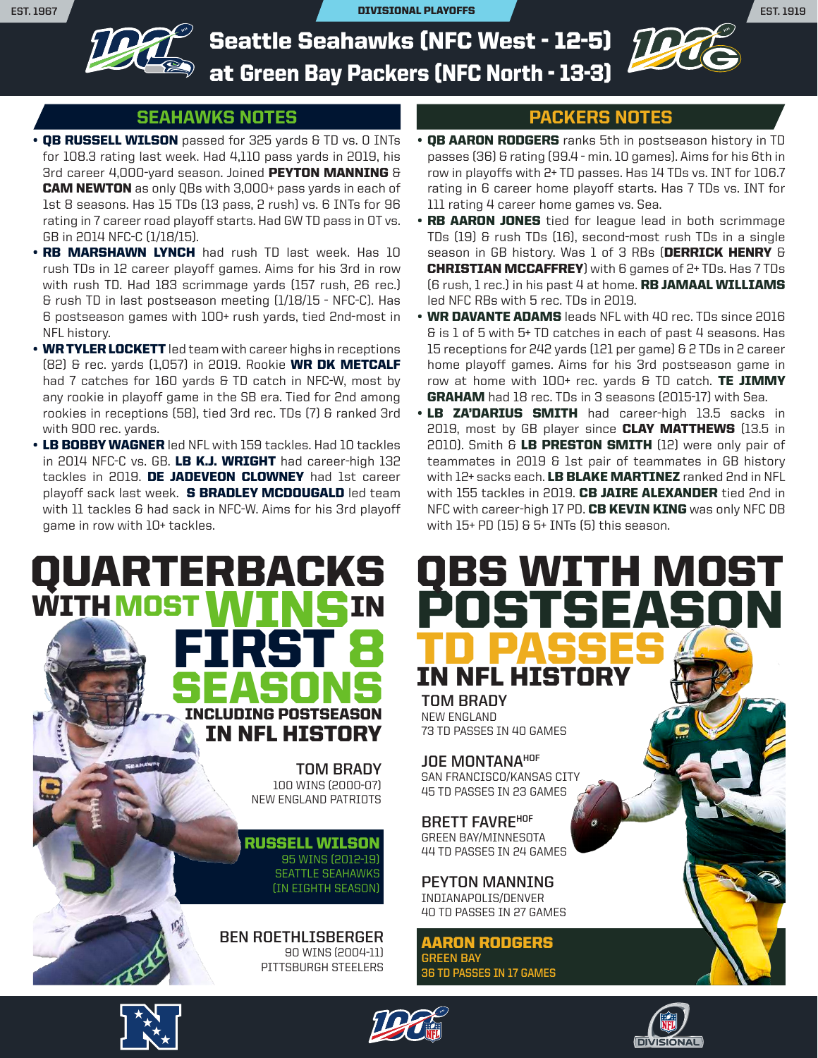EST. 1967

DIVISIONAL PLAYOFFS

EST. 1919

# Seattle Seahawks (NFC West - 12-5) at Green Bay Packers (NFC North - 13-3)

## SEAHAWKS NOTES

- **QB RUSSELL WILSON** passed for 325 yards & TD vs. 0 INTs for 108.3 rating last week. Had 4,110 pass yards in 2019, his 3rd career 4,000-yard season. Joined **PEYTON MANNING** & **CAM NEWTON** as only QBs with 3,000+ pass yards in each of 1st 8 seasons. Has 15 TDs (13 pass, 2 rush) vs. 6 INTs for 96 rating in 7 career road playoff starts. Had GW TD pass in OT vs. GB in 2014 NFC-C (1/18/15).
- **RB MARSHAWN LYNCH** had rush TD last week. Has 10 rush TDs in 12 career playoff games. Aims for his 3rd in row with rush TD. Had 183 scrimmage yards (157 rush, 26 rec.) & rush TD in last postseason meeting (1/18/15 - NFC-C). Has 6 postseason games with 100+ rush yards, tied 2nd-most in NFL history.
- **WR TYLER LOCKETT** led team with career highs in receptions (82) & rec. yards (1,057) in 2019. Rookie **WR DK METCALF** had 7 catches for 160 yards & TD catch in NFC-W, most by any rookie in playoff game in the SB era. Tied for 2nd among rookies in receptions (58), tied 3rd rec. TDs (7) & ranked 3rd with 900 rec. yards.
- **LB BOBBY WAGNER** led NFL with 159 tackles. Had 10 tackles in 2014 NFC-C vs. GB. **LB K.J. WRIGHT** had career-high 132 tackles in 2019. **DE JADEVEON CLOWNEY** had 1st career playoff sack last week. **S BRADLEY MCDOUGALD** led team with 11 tackles & had sack in NFC-W. Aims for his 3rd playoff game in row with 10+ tackles.

## PACKERS NOTES

- **QB AARON RODGERS** ranks 5th in postseason history in TD passes (36) & rating (99.4 - min. 10 games). Aims for his 6th in row in playoffs with 2+ TD passes. Has 14 TDs vs. INT for 106.7 rating in 6 career home playoff starts. Has 7 TDs vs. INT for 111 rating 4 career home games vs. Sea.
- **RB AARON JONES** tied for league lead in both scrimmage TDs (19) & rush TDs (16), second-most rush TDs in a single season in GB history. Was 1 of 3 RBs (**DERRICK HENRY** & **CHRISTIAN MCCAFFREY**) with 6 games of 2+ TDs. Has 7 TDs (6 rush, 1 rec.) in his past 4 at home. **RB JAMAAL WILLIAMS** led NFC RBs with 5 rec. TDs in 2019.
- **WR DAVANTE ADAMS** leads NFL with 40 rec. TDs since 2016 & is 1 of 5 with 5+ TD catches in each of past 4 seasons. Has 15 receptions for 242 yards (121 per game) & 2 TDs in 2 career home playoff games. Aims for his 3rd postseason game in row at home with 100+ rec. yards & TD catch. **TE JIMMY GRAHAM** had 18 rec. TDs in 3 seasons (2015-17) with Sea.
- **LB ZA'DARIUS SMITH** had career-high 13.5 sacks in 2019, most by GB player since **CLAY MATTHEWS** (13.5 in 2010). Smith & **LB PRESTON SMITH** (12) were only pair of teammates in 2019 & 1st pair of teammates in GB history with 12+ sacks each. **LB BLAKE MARTINEZ** ranked 2nd in NFL with 155 tackles in 2019. **CB JAIRE ALEXANDER** tied 2nd in NFC with career-high 17 PD. **CB KEVIN KING** was only NFC DB with 15+ PD (15) & 5+ INTs (5) this season.

## QUARTERBACKS WITH MOST WINS IN FIRST 8 SEASONS INCLUDING POSTSEASON IN NFL HISTORY

**TOM BRADY**
100 WINS (2000-07)
NEW ENGLAND PATRIOTS

**RUSSELL WILSON**
95 WINS (2012-19)
SEATTLE SEAHAWKS
(IN EIGHTH SEASON)

**BEN ROETHLISBERGER**
90 WINS (2004-11)
PITTSBURGH STEELERS

## QBS WITH MOST POSTSEASON TD PASSES IN NFL HISTORY

**TOM BRADY**
NEW ENGLAND
73 TD PASSES IN 40 GAMES

**JOE MONTANA**[HOF]
SAN FRANCISCO/KANSAS CITY
45 TD PASSES IN 23 GAMES

**BRETT FAVRE**[HOF]
GREEN BAY/MINNESOTA
44 TD PASSES IN 24 GAMES

**PEYTON MANNING**
INDIANAPOLIS/DENVER
40 TD PASSES IN 27 GAMES

**AARON RODGERS**
GREEN BAY
36 TD PASSES IN 17 GAMES